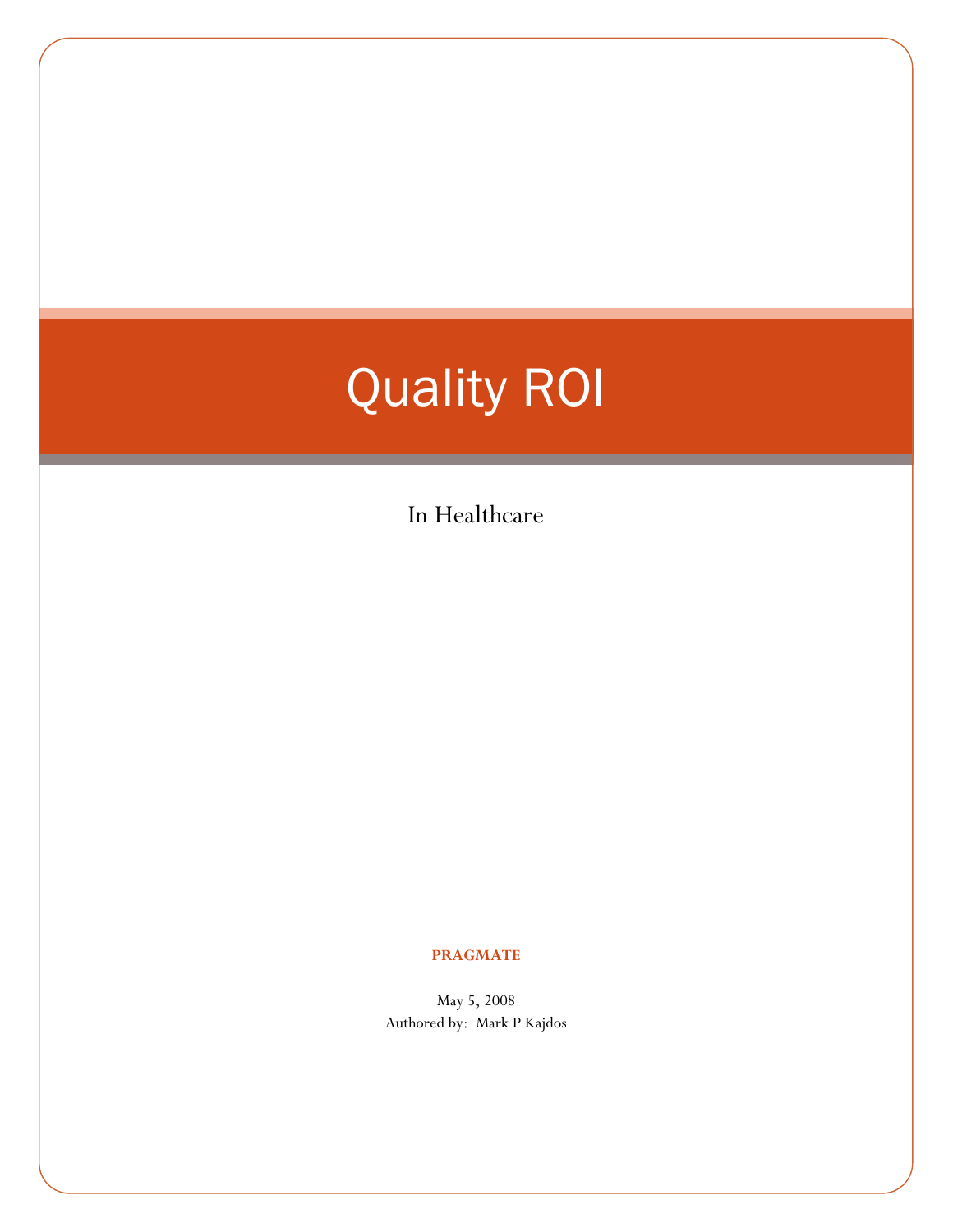# Quality ROI

In Healthcare

**PRAGMATE**

May 5, 2008

Authored by: Mark P Kajdos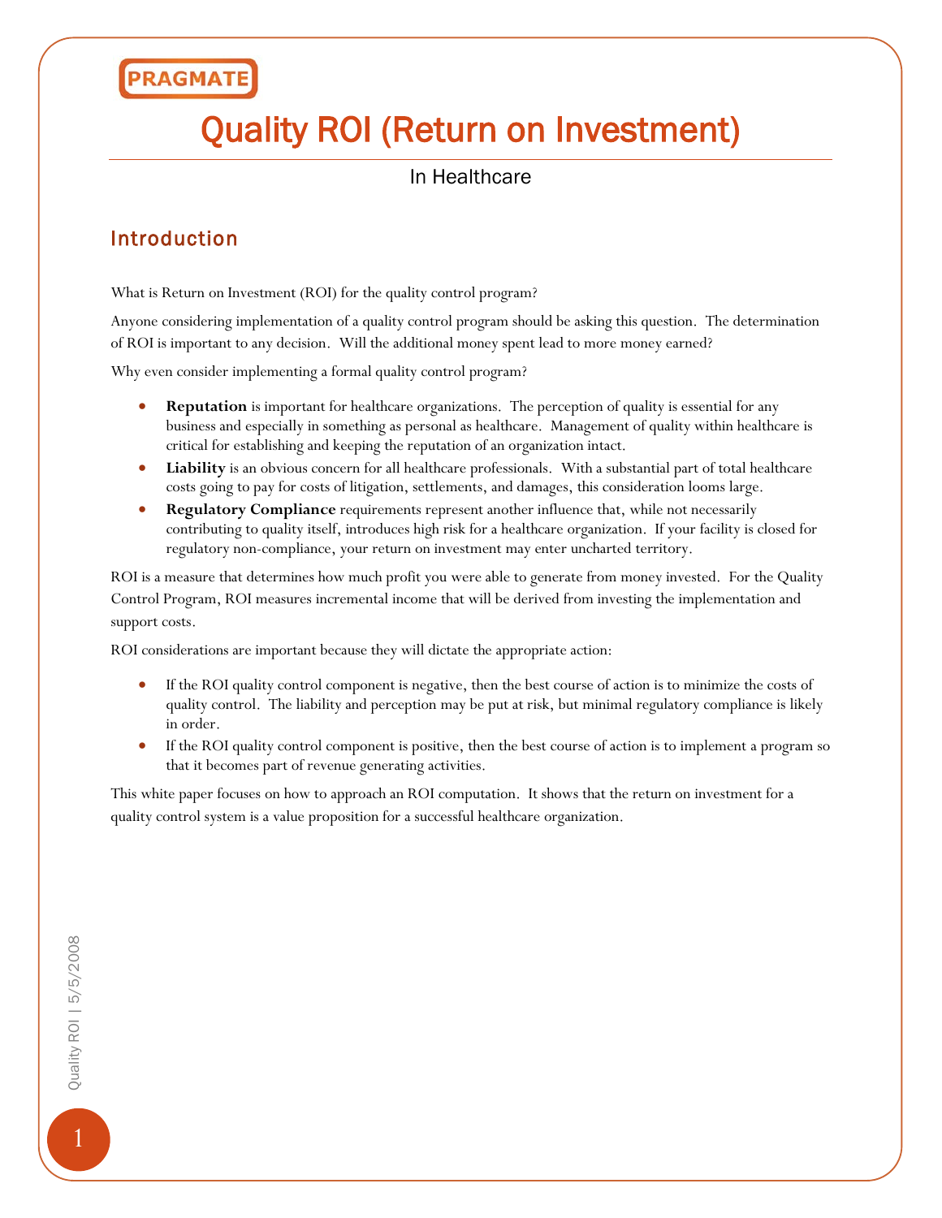PRAGMATE

# Quality ROI (Return on Investment)

In Healthcare

## Introduction

What is Return on Investment (ROI) for the quality control program?

Anyone considering implementation of a quality control program should be asking this question. The determination of ROI is important to any decision. Will the additional money spent lead to more money earned?

Why even consider implementing a formal quality control program?

- **Reputation** is important for healthcare organizations. The perception of quality is essential for any business and especially in something as personal as healthcare. Management of quality within healthcare is critical for establishing and keeping the reputation of an organization intact.
- **Liability** is an obvious concern for all healthcare professionals. With a substantial part of total healthcare costs going to pay for costs of litigation, settlements, and damages, this consideration looms large.
- **Regulatory Compliance** requirements represent another influence that, while not necessarily contributing to quality itself, introduces high risk for a healthcare organization. If your facility is closed for regulatory non-compliance, your return on investment may enter uncharted territory.

ROI is a measure that determines how much profit you were able to generate from money invested. For the Quality Control Program, ROI measures incremental income that will be derived from investing the implementation and support costs.

ROI considerations are important because they will dictate the appropriate action:

- If the ROI quality control component is negative, then the best course of action is to minimize the costs of quality control. The liability and perception may be put at risk, but minimal regulatory compliance is likely in order.
- If the ROI quality control component is positive, then the best course of action is to implement a program so that it becomes part of revenue generating activities.

This white paper focuses on how to approach an ROI computation. It shows that the return on investment for a quality control system is a value proposition for a successful healthcare organization.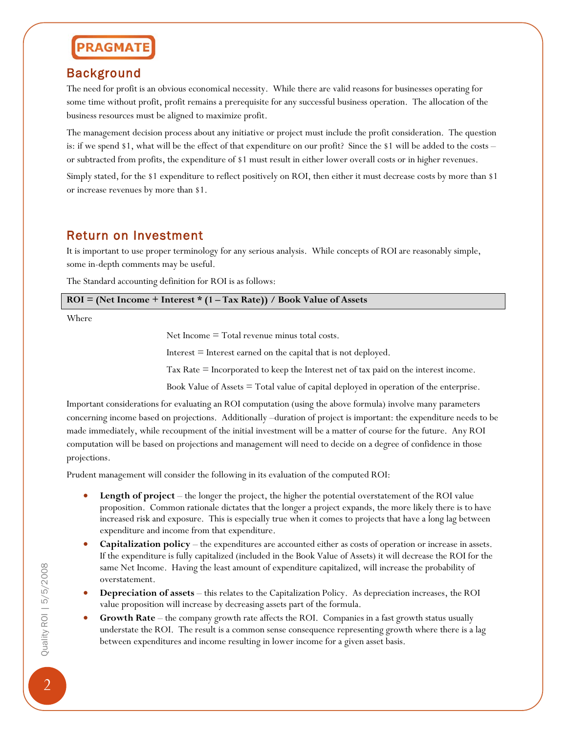## Background

The need for profit is an obvious economical necessity. While there are valid reasons for businesses operating for some time without profit, profit remains a prerequisite for any successful business operation. The allocation of the business resources must be aligned to maximize profit.

The management decision process about any initiative or project must include the profit consideration. The question is: if we spend $1, what will be the effect of that expenditure on our profit? Since the $1 will be added to the costs – or subtracted from profits, the expenditure of $1 must result in either lower overall costs or in higher revenues.

Simply stated, for the $1 expenditure to reflect positively on ROI, then either it must decrease costs by more than $1 or increase revenues by more than $1.

## Return on Investment

It is important to use proper terminology for any serious analysis. While concepts of ROI are reasonably simple, some in-depth comments may be useful.

The Standard accounting definition for ROI is as follows:

**ROI = (Net Income + Interest * (1 – Tax Rate)) / Book Value of Assets**

Where

Net Income = Total revenue minus total costs.

Interest = Interest earned on the capital that is not deployed.

Tax Rate = Incorporated to keep the Interest net of tax paid on the interest income.

Book Value of Assets = Total value of capital deployed in operation of the enterprise.

Important considerations for evaluating an ROI computation (using the above formula) involve many parameters concerning income based on projections. Additionally –duration of project is important: the expenditure needs to be made immediately, while recoupment of the initial investment will be a matter of course for the future. Any ROI computation will be based on projections and management will need to decide on a degree of confidence in those projections.

Prudent management will consider the following in its evaluation of the computed ROI:

- **Length of project** – the longer the project, the higher the potential overstatement of the ROI value proposition. Common rationale dictates that the longer a project expands, the more likely there is to have increased risk and exposure. This is especially true when it comes to projects that have a long lag between expenditure and income from that expenditure.
- **Capitalization policy** – the expenditures are accounted either as costs of operation or increase in assets. If the expenditure is fully capitalized (included in the Book Value of Assets) it will decrease the ROI for the same Net Income. Having the least amount of expenditure capitalized, will increase the probability of overstatement.
- **Depreciation of assets** – this relates to the Capitalization Policy. As depreciation increases, the ROI value proposition will increase by decreasing assets part of the formula.
- **Growth Rate** – the company growth rate affects the ROI. Companies in a fast growth status usually understate the ROI. The result is a common sense consequence representing growth where there is a lag between expenditures and income resulting in lower income for a given asset basis.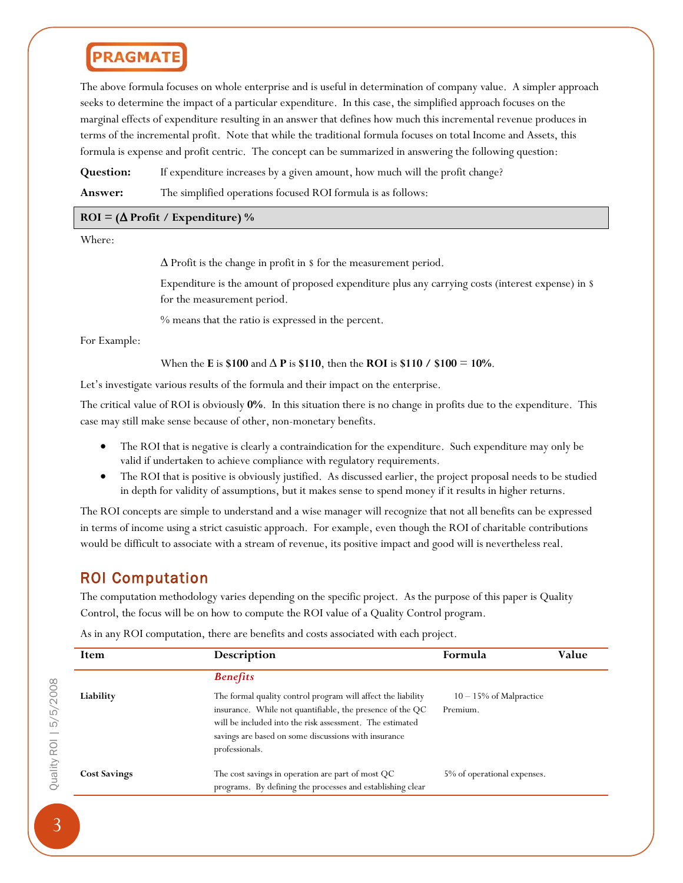The above formula focuses on whole enterprise and is useful in determination of company value. A simpler approach seeks to determine the impact of a particular expenditure. In this case, the simplified approach focuses on the marginal effects of expenditure resulting in an answer that defines how much this incremental revenue produces in terms of the incremental profit. Note that while the traditional formula focuses on total Income and Assets, this formula is expense and profit centric. The concept can be summarized in answering the following question:

**Question:** If expenditure increases by a given amount, how much will the profit change?

**Answer:** The simplified operations focused ROI formula is as follows:

**ROI = (Δ Profit / Expenditure) %**

Where:

Δ Profit is the change in profit in $ for the measurement period.

Expenditure is the amount of proposed expenditure plus any carrying costs (interest expense) in $ for the measurement period.

% means that the ratio is expressed in the percent.

For Example:

When the **E** is **$100** and Δ **P** is **$110**, then the **ROI** is **$110 / $100 = 10%**.

Let's investigate various results of the formula and their impact on the enterprise.

The critical value of ROI is obviously **0%**. In this situation there is no change in profits due to the expenditure. This case may still make sense because of other, non-monetary benefits.

- The ROI that is negative is clearly a contraindication for the expenditure. Such expenditure may only be valid if undertaken to achieve compliance with regulatory requirements.
- The ROI that is positive is obviously justified. As discussed earlier, the project proposal needs to be studied in depth for validity of assumptions, but it makes sense to spend money if it results in higher returns.

The ROI concepts are simple to understand and a wise manager will recognize that not all benefits can be expressed in terms of income using a strict casuistic approach. For example, even though the ROI of charitable contributions would be difficult to associate with a stream of revenue, its positive impact and good will is nevertheless real.

## ROI Computation

The computation methodology varies depending on the specific project. As the purpose of this paper is Quality Control, the focus will be on how to compute the ROI value of a Quality Control program.

As in any ROI computation, there are benefits and costs associated with each project.

| Item | Description | Formula | Value |
|---|---|---|---|
| | ***Benefits*** | | |
| **Liability** | The formal quality control program will affect the liability insurance. While not quantifiable, the presence of the QC will be included into the risk assessment. The estimated savings are based on some discussions with insurance professionals. | 10 – 15% of Malpractice Premium. | |
| **Cost Savings** | The cost savings in operation are part of most QC programs. By defining the processes and establishing clear | 5% of operational expenses. | |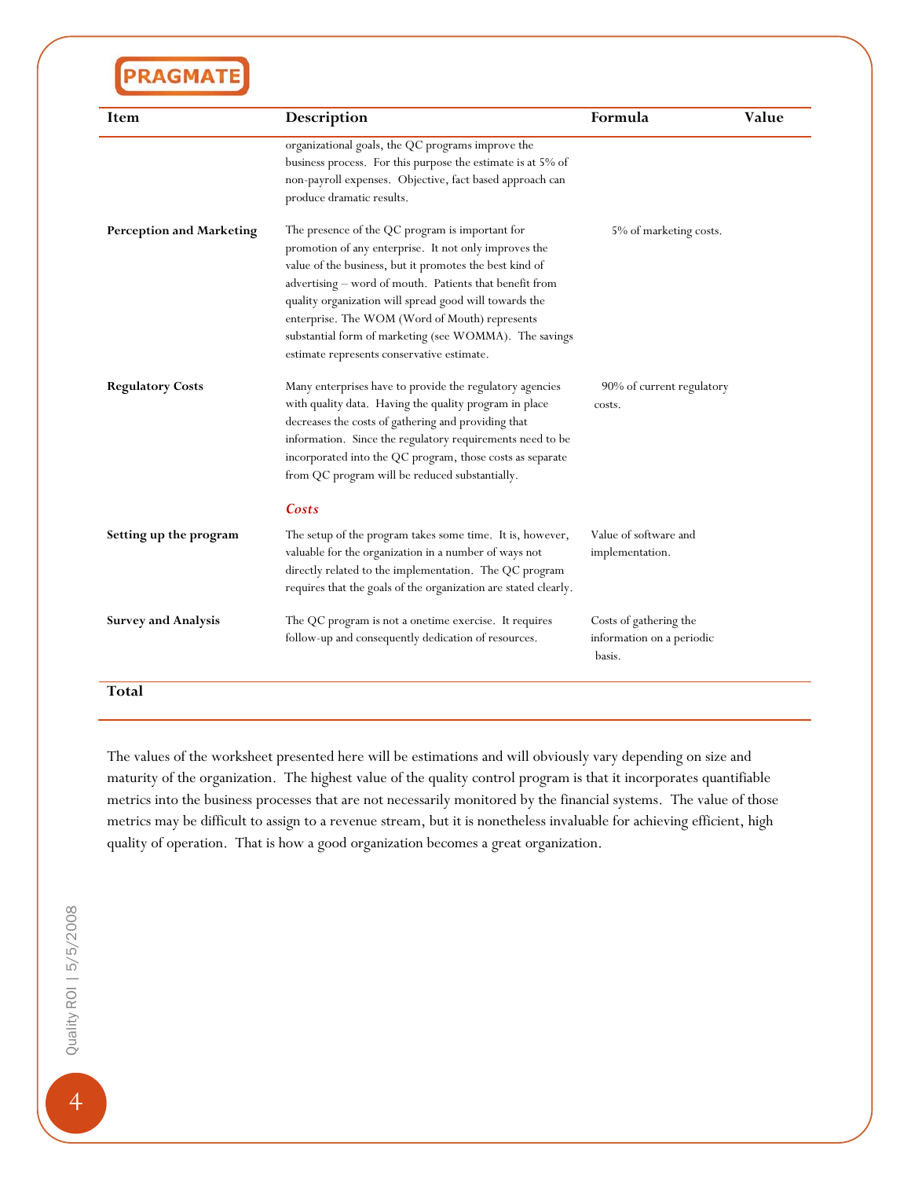| Item | Description | Formula | Value |
|---|---|---|---|
| | organizational goals, the QC programs improve the business process. For this purpose the estimate is at 5% of non-payroll expenses. Objective, fact based approach can produce dramatic results. | | |
| **Perception and Marketing** | The presence of the QC program is important for promotion of any enterprise. It not only improves the value of the business, but it promotes the best kind of advertising – word of mouth. Patients that benefit from quality organization will spread good will towards the enterprise. The WOM (Word of Mouth) represents substantial form of marketing (see WOMMA). The savings estimate represents conservative estimate. | 5% of marketing costs. | |
| **Regulatory Costs** | Many enterprises have to provide the regulatory agencies with quality data. Having the quality program in place decreases the costs of gathering and providing that information. Since the regulatory requirements need to be incorporated into the QC program, those costs as separate from QC program will be reduced substantially. | 90% of current regulatory costs. | |
| | *Costs* | | |
| **Setting up the program** | The setup of the program takes some time. It is, however, valuable for the organization in a number of ways not directly related to the implementation. The QC program requires that the goals of the organization are stated clearly. | Value of software and implementation. | |
| **Survey and Analysis** | The QC program is not a onetime exercise. It requires follow-up and consequently dedication of resources. | Costs of gathering the information on a periodic basis. | |
| **Total** | | | |

The values of the worksheet presented here will be estimations and will obviously vary depending on size and maturity of the organization. The highest value of the quality control program is that it incorporates quantifiable metrics into the business processes that are not necessarily monitored by the financial systems. The value of those metrics may be difficult to assign to a revenue stream, but it is nonetheless invaluable for achieving efficient, high quality of operation. That is how a good organization becomes a great organization.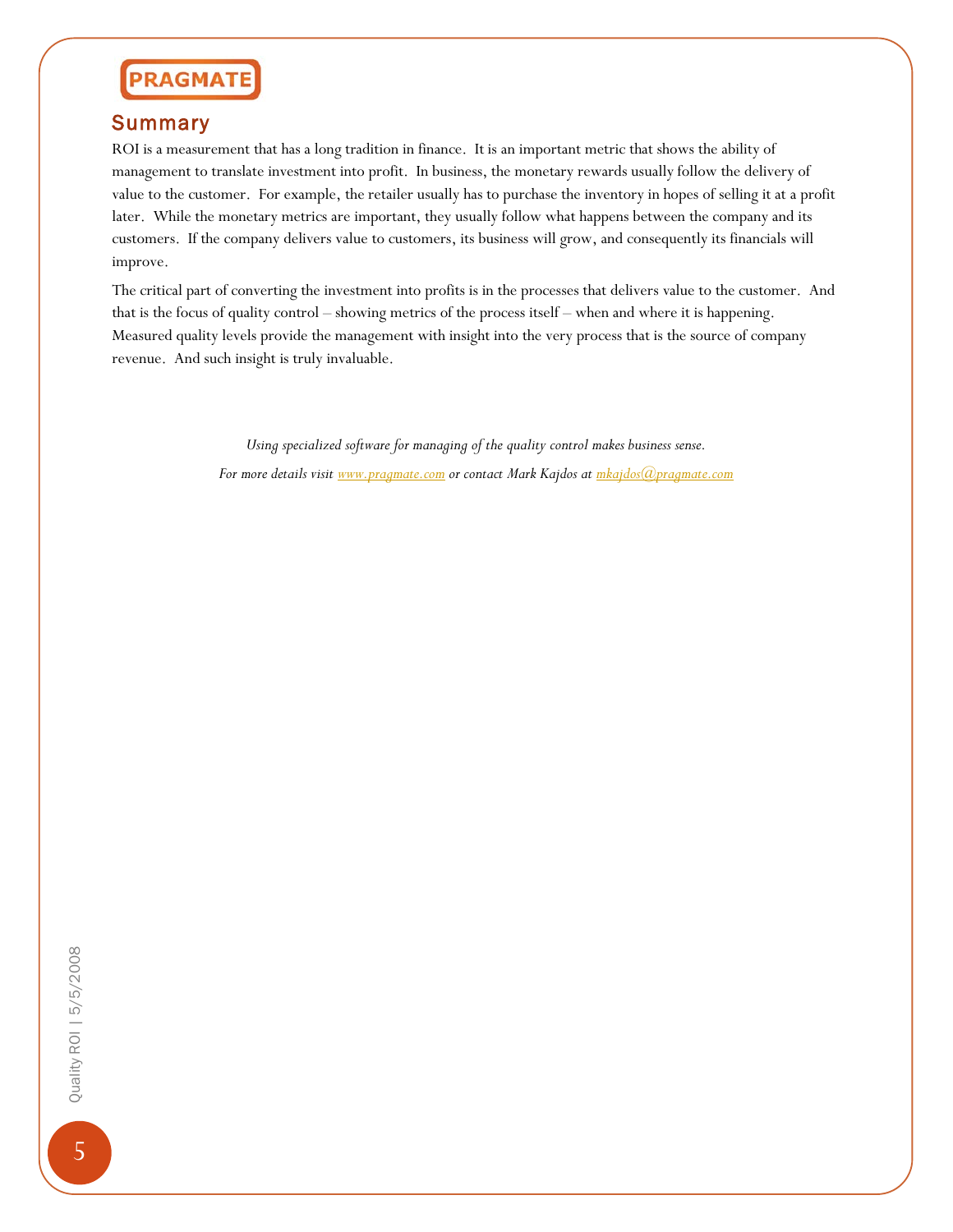## Summary

ROI is a measurement that has a long tradition in finance. It is an important metric that shows the ability of management to translate investment into profit. In business, the monetary rewards usually follow the delivery of value to the customer. For example, the retailer usually has to purchase the inventory in hopes of selling it at a profit later. While the monetary metrics are important, they usually follow what happens between the company and its customers. If the company delivers value to customers, its business will grow, and consequently its financials will improve.

The critical part of converting the investment into profits is in the processes that delivers value to the customer. And that is the focus of quality control – showing metrics of the process itself – when and where it is happening. Measured quality levels provide the management with insight into the very process that is the source of company revenue. And such insight is truly invaluable.

*Using specialized software for managing of the quality control makes business sense.*

*For more details visit [www.pragmate.com](http://www.pragmate.com) or contact Mark Kajdos at [mkajdos@pragmate.com](mailto:mkajdos@pragmate.com)*